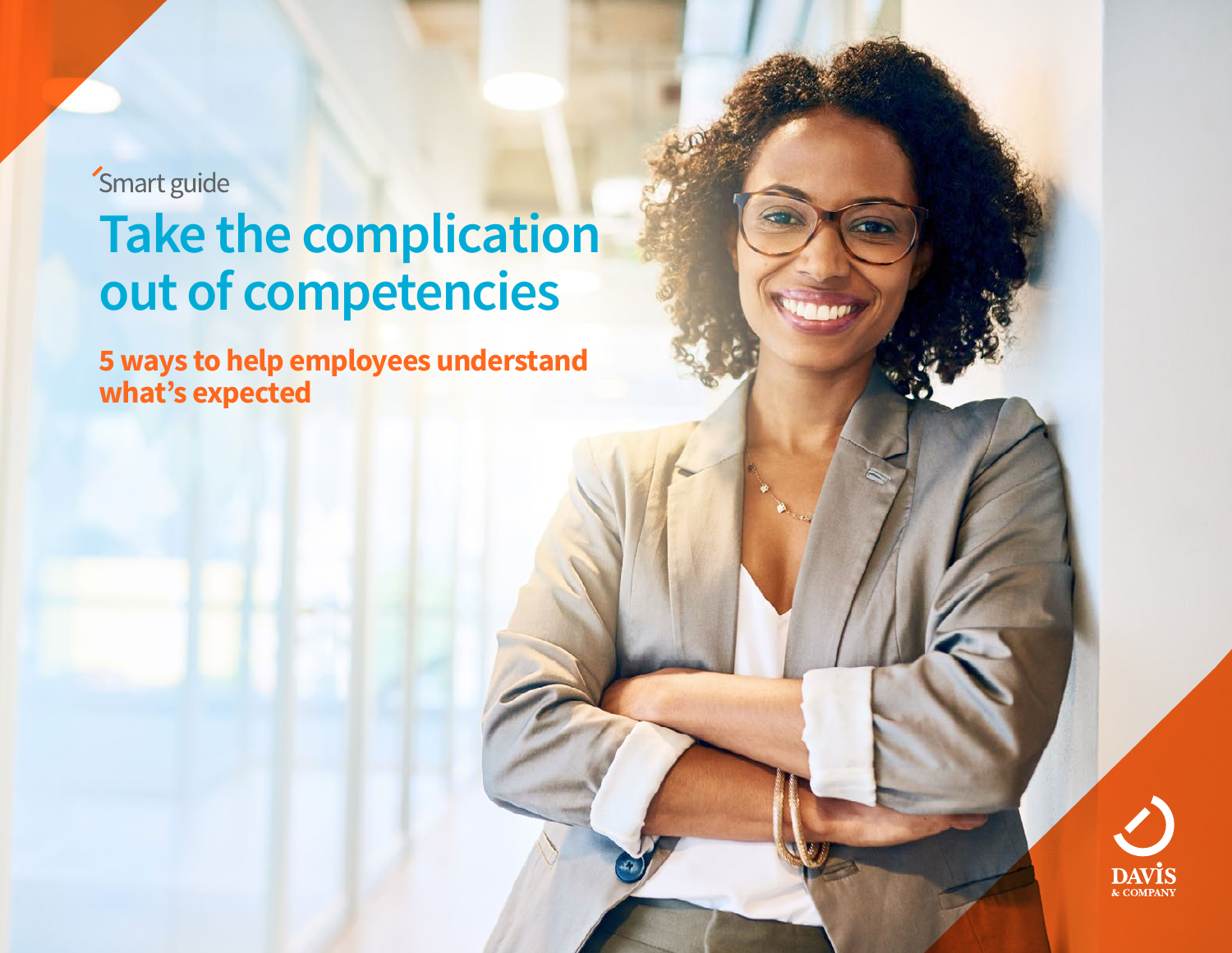Smart guide

# Take the complication out of competencies

## 5 ways to help employees understand what's expected

DAVIS & COMPANY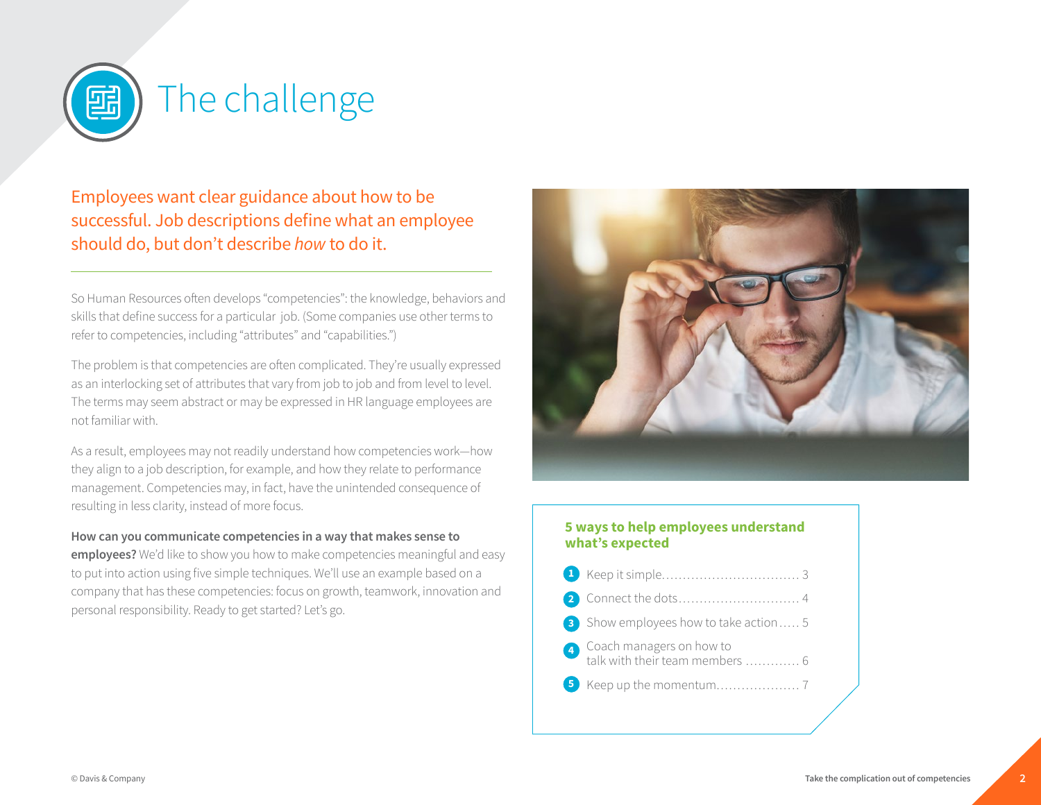# The challenge

Employees want clear guidance about how to be successful. Job descriptions define what an employee should do, but don't describe *how* to do it.

So Human Resources often develops "competencies": the knowledge, behaviors and skills that define success for a particular job. (Some companies use other terms to refer to competencies, including "attributes" and "capabilities.")

The problem is that competencies are often complicated. They're usually expressed as an interlocking set of attributes that vary from job to job and from level to level. The terms may seem abstract or may be expressed in HR language employees are not familiar with.

As a result, employees may not readily understand how competencies work—how they align to a job description, for example, and how they relate to performance management. Competencies may, in fact, have the unintended consequence of resulting in less clarity, instead of more focus.

**How can you communicate competencies in a way that makes sense to employees?** We'd like to show you how to make competencies meaningful and easy to put into action using five simple techniques. We'll use an example based on a company that has these competencies: focus on growth, teamwork, innovation and personal responsibility. Ready to get started? Let's go.

**5 ways to help employees understand what's expected**

1. Keep it simple.................................. 3
2. Connect the dots............................. 4
3. Show employees how to take action..... 5
4. Coach managers on how to talk with their team members ............. 6
5. Keep up the momentum.................... 7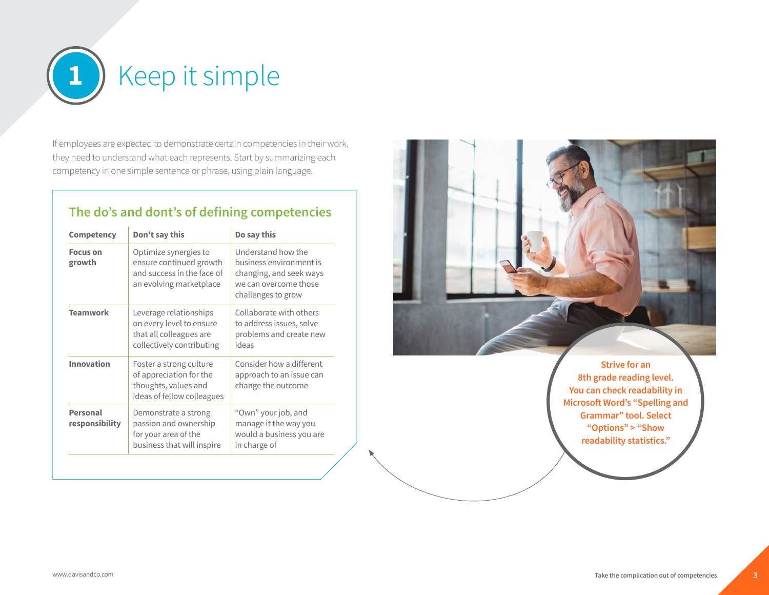# 1 Keep it simple

If employees are expected to demonstrate certain competencies in their work, they need to understand what each represents. Start by summarizing each competency in one simple sentence or phrase, using plain language.

## The do's and dont's of defining competencies

| Competency | Don't say this | Do say this |
|---|---|---|
| **Focus on growth** | Optimize synergies to ensure continued growth and success in the face of an evolving marketplace | Understand how the business environment is changing, and seek ways we can overcome those challenges to grow |
| **Teamwork** | Leverage relationships on every level to ensure that all colleagues are collectively contributing | Collaborate with others to address issues, solve problems and create new ideas |
| **Innovation** | Foster a strong culture of appreciation for the thoughts, values and ideas of fellow colleagues | Consider how a different approach to an issue can change the outcome |
| **Personal responsibility** | Demonstrate a strong passion and ownership for your area of the business that will inspire | "Own" your job, and manage it the way you would a business you are in charge of |

**Strive for an 8th grade reading level. You can check readability in Microsoft Word's "Spelling and Grammar" tool. Select "Options" > "Show readability statistics."**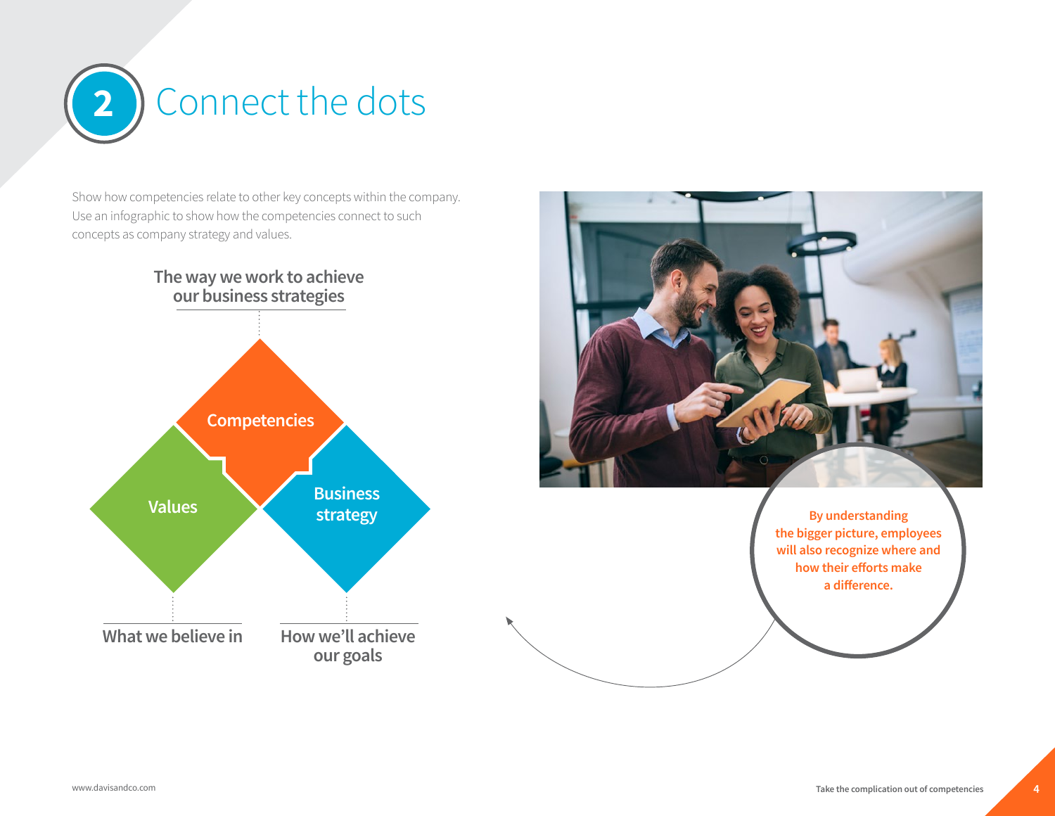# 2 Connect the dots

Show how competencies relate to other key concepts within the company. Use an infographic to show how the competencies connect to such concepts as company strategy and values.

**The way we work to achieve our business strategies**

**Competencies**

**Values**

**Business strategy**

**What we believe in**

**How we'll achieve our goals**

**By understanding the bigger picture, employees will also recognize where and how their efforts make a difference.**

www.davisandco.com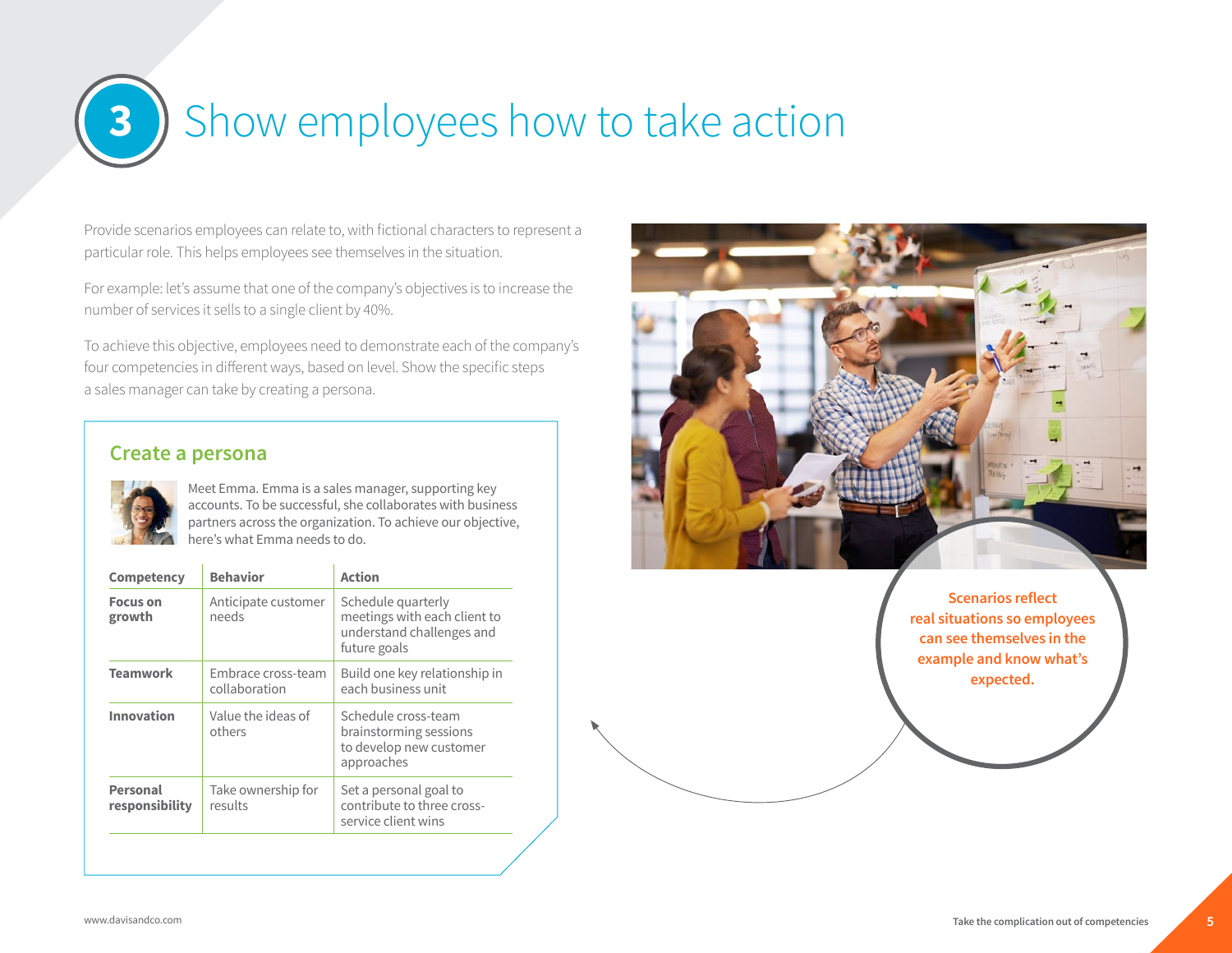# 3 Show employees how to take action

Provide scenarios employees can relate to, with fictional characters to represent a particular role. This helps employees see themselves in the situation.

For example: let's assume that one of the company's objectives is to increase the number of services it sells to a single client by 40%.

To achieve this objective, employees need to demonstrate each of the company's four competencies in different ways, based on level. Show the specific steps a sales manager can take by creating a persona.

## Create a persona

Meet Emma. Emma is a sales manager, supporting key accounts. To be successful, she collaborates with business partners across the organization. To achieve our objective, here's what Emma needs to do.

| Competency | Behavior | Action |
| --- | --- | --- |
| **Focus on growth** | Anticipate customer needs | Schedule quarterly meetings with each client to understand challenges and future goals |
| **Teamwork** | Embrace cross-team collaboration | Build one key relationship in each business unit |
| **Innovation** | Value the ideas of others | Schedule cross-team brainstorming sessions to develop new customer approaches |
| **Personal responsibility** | Take ownership for results | Set a personal goal to contribute to three cross-service client wins |

**Scenarios reflect real situations so employees can see themselves in the example and know what's expected.**

www.davisandco.com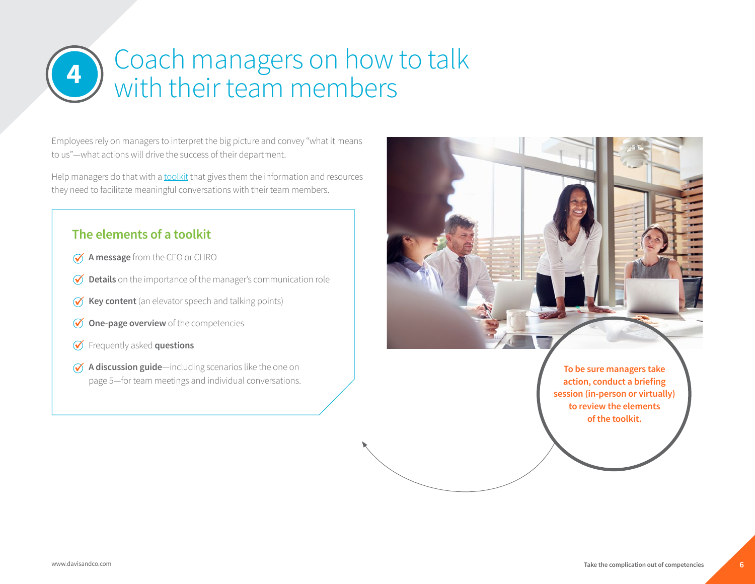# 4 Coach managers on how to talk with their team members

Employees rely on managers to interpret the big picture and convey "what it means to us"—what actions will drive the success of their department.

Help managers do that with a toolkit that gives them the information and resources they need to facilitate meaningful conversations with their team members.

## The elements of a toolkit

- **A message** from the CEO or CHRO
- **Details** on the importance of the manager's communication role
- **Key content** (an elevator speech and talking points)
- **One-page overview** of the competencies
- Frequently asked **questions**
- **A discussion guide**—including scenarios like the one on page 5—for team meetings and individual conversations.

**To be sure managers take action, conduct a briefing session (in-person or virtually) to review the elements of the toolkit.**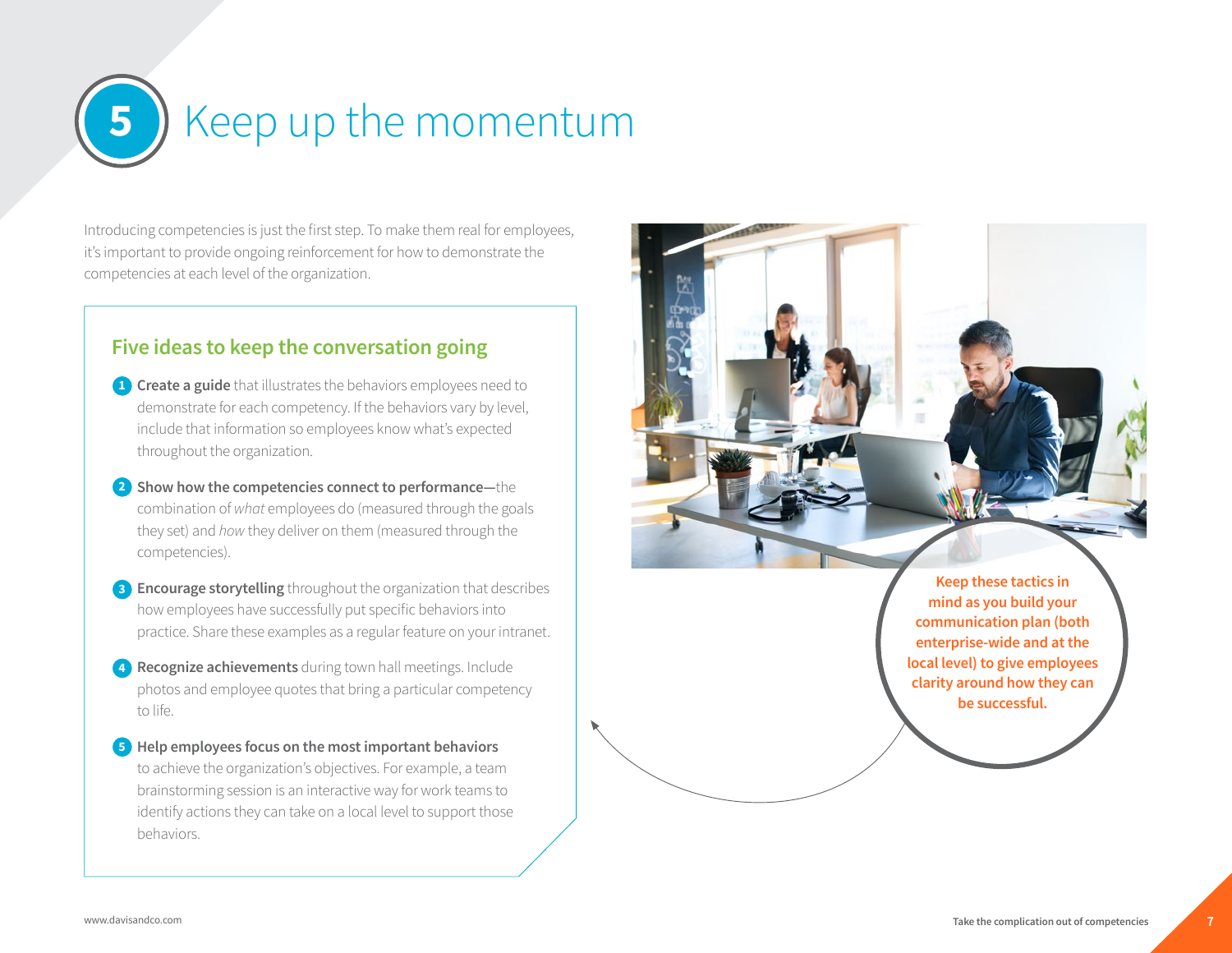# 5 Keep up the momentum

Introducing competencies is just the first step. To make them real for employees, it's important to provide ongoing reinforcement for how to demonstrate the competencies at each level of the organization.

## Five ideas to keep the conversation going

1. **Create a guide** that illustrates the behaviors employees need to demonstrate for each competency. If the behaviors vary by level, include that information so employees know what's expected throughout the organization.
2. **Show how the competencies connect to performance**—the combination of *what* employees do (measured through the goals they set) and *how* they deliver on them (measured through the competencies).
3. **Encourage storytelling** throughout the organization that describes how employees have successfully put specific behaviors into practice. Share these examples as a regular feature on your intranet.
4. **Recognize achievements** during town hall meetings. Include photos and employee quotes that bring a particular competency to life.
5. **Help employees focus on the most important behaviors** to achieve the organization's objectives. For example, a team brainstorming session is an interactive way for work teams to identify actions they can take on a local level to support those behaviors.

**Keep these tactics in mind as you build your communication plan (both enterprise-wide and at the local level) to give employees clarity around how they can be successful.**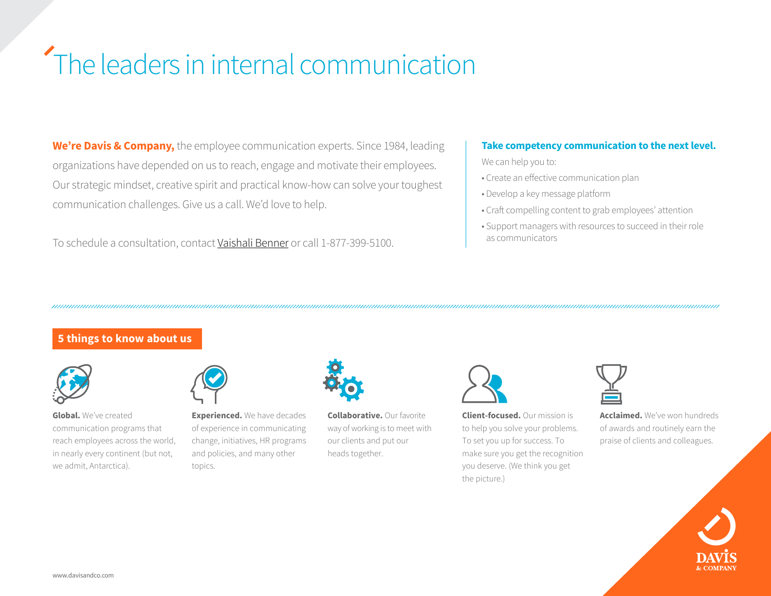# The leaders in internal communication

**We're Davis & Company,** the employee communication experts. Since 1984, leading organizations have depended on us to reach, engage and motivate their employees. Our strategic mindset, creative spirit and practical know-how can solve your toughest communication challenges. Give us a call. We'd love to help.

To schedule a consultation, contact Vaishali Benner or call 1-877-399-5100.

**Take competency communication to the next level.**

We can help you to:

- Create an effective communication plan
- Develop a key message platform
- Craft compelling content to grab employees' attention
- Support managers with resources to succeed in their role as communicators

## 5 things to know about us

**Global.** We've created communication programs that reach employees across the world, in nearly every continent (but not, we admit, Antarctica).

**Experienced.** We have decades of experience in communicating change, initiatives, HR programs and policies, and many other topics.

**Collaborative.** Our favorite way of working is to meet with our clients and put our heads together.

**Client-focused.** Our mission is to help you solve your problems. To set you up for success. To make sure you get the recognition you deserve. (We think you get the picture.)

**Acclaimed.** We've won hundreds of awards and routinely earn the praise of clients and colleagues.

DAVIS & COMPANY

www.davisandco.com